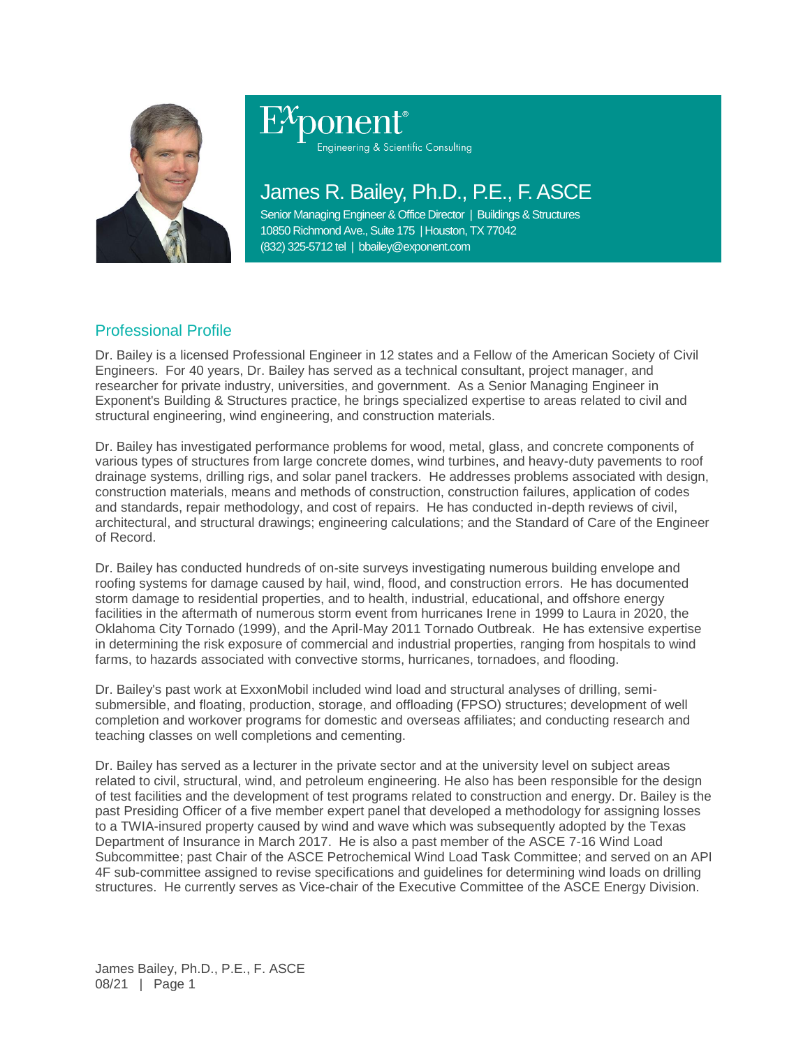Exponent®

Engineering & Scientific Consulting

# James R. Bailey, Ph.D., P.E., F. ASCE

Senior Managing Engineer & Office Director | Buildings & Structures
10850 Richmond Ave., Suite 175 | Houston, TX 77042
(832) 325-5712 tel | bbailey@exponent.com

## Professional Profile

Dr. Bailey is a licensed Professional Engineer in 12 states and a Fellow of the American Society of Civil Engineers. For 40 years, Dr. Bailey has served as a technical consultant, project manager, and researcher for private industry, universities, and government. As a Senior Managing Engineer in Exponent's Building & Structures practice, he brings specialized expertise to areas related to civil and structural engineering, wind engineering, and construction materials.

Dr. Bailey has investigated performance problems for wood, metal, glass, and concrete components of various types of structures from large concrete domes, wind turbines, and heavy-duty pavements to roof drainage systems, drilling rigs, and solar panel trackers. He addresses problems associated with design, construction materials, means and methods of construction, construction failures, application of codes and standards, repair methodology, and cost of repairs. He has conducted in-depth reviews of civil, architectural, and structural drawings; engineering calculations; and the Standard of Care of the Engineer of Record.

Dr. Bailey has conducted hundreds of on-site surveys investigating numerous building envelope and roofing systems for damage caused by hail, wind, flood, and construction errors. He has documented storm damage to residential properties, and to health, industrial, educational, and offshore energy facilities in the aftermath of numerous storm event from hurricanes Irene in 1999 to Laura in 2020, the Oklahoma City Tornado (1999), and the April-May 2011 Tornado Outbreak. He has extensive expertise in determining the risk exposure of commercial and industrial properties, ranging from hospitals to wind farms, to hazards associated with convective storms, hurricanes, tornadoes, and flooding.

Dr. Bailey's past work at ExxonMobil included wind load and structural analyses of drilling, semi-submersible, and floating, production, storage, and offloading (FPSO) structures; development of well completion and workover programs for domestic and overseas affiliates; and conducting research and teaching classes on well completions and cementing.

Dr. Bailey has served as a lecturer in the private sector and at the university level on subject areas related to civil, structural, wind, and petroleum engineering. He also has been responsible for the design of test facilities and the development of test programs related to construction and energy. Dr. Bailey is the past Presiding Officer of a five member expert panel that developed a methodology for assigning losses to a TWIA-insured property caused by wind and wave which was subsequently adopted by the Texas Department of Insurance in March 2017. He is also a past member of the ASCE 7-16 Wind Load Subcommittee; past Chair of the ASCE Petrochemical Wind Load Task Committee; and served on an API 4F sub-committee assigned to revise specifications and guidelines for determining wind loads on drilling structures. He currently serves as Vice-chair of the Executive Committee of the ASCE Energy Division.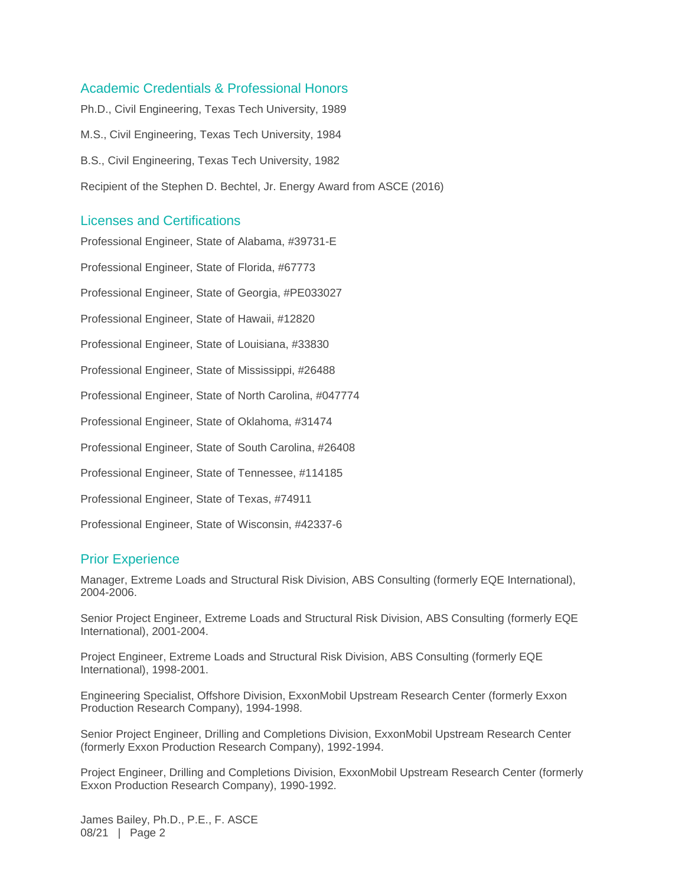## Academic Credentials & Professional Honors

Ph.D., Civil Engineering, Texas Tech University, 1989

M.S., Civil Engineering, Texas Tech University, 1984

B.S., Civil Engineering, Texas Tech University, 1982

Recipient of the Stephen D. Bechtel, Jr. Energy Award from ASCE (2016)

## Licenses and Certifications

Professional Engineer, State of Alabama, #39731-E

Professional Engineer, State of Florida, #67773

Professional Engineer, State of Georgia, #PE033027

Professional Engineer, State of Hawaii, #12820

Professional Engineer, State of Louisiana, #33830

Professional Engineer, State of Mississippi, #26488

Professional Engineer, State of North Carolina, #047774

Professional Engineer, State of Oklahoma, #31474

Professional Engineer, State of South Carolina, #26408

Professional Engineer, State of Tennessee, #114185

Professional Engineer, State of Texas, #74911

Professional Engineer, State of Wisconsin, #42337-6

## Prior Experience

Manager, Extreme Loads and Structural Risk Division, ABS Consulting (formerly EQE International), 2004-2006.

Senior Project Engineer, Extreme Loads and Structural Risk Division, ABS Consulting (formerly EQE International), 2001-2004.

Project Engineer, Extreme Loads and Structural Risk Division, ABS Consulting (formerly EQE International), 1998-2001.

Engineering Specialist, Offshore Division, ExxonMobil Upstream Research Center (formerly Exxon Production Research Company), 1994-1998.

Senior Project Engineer, Drilling and Completions Division, ExxonMobil Upstream Research Center (formerly Exxon Production Research Company), 1992-1994.

Project Engineer, Drilling and Completions Division, ExxonMobil Upstream Research Center (formerly Exxon Production Research Company), 1990-1992.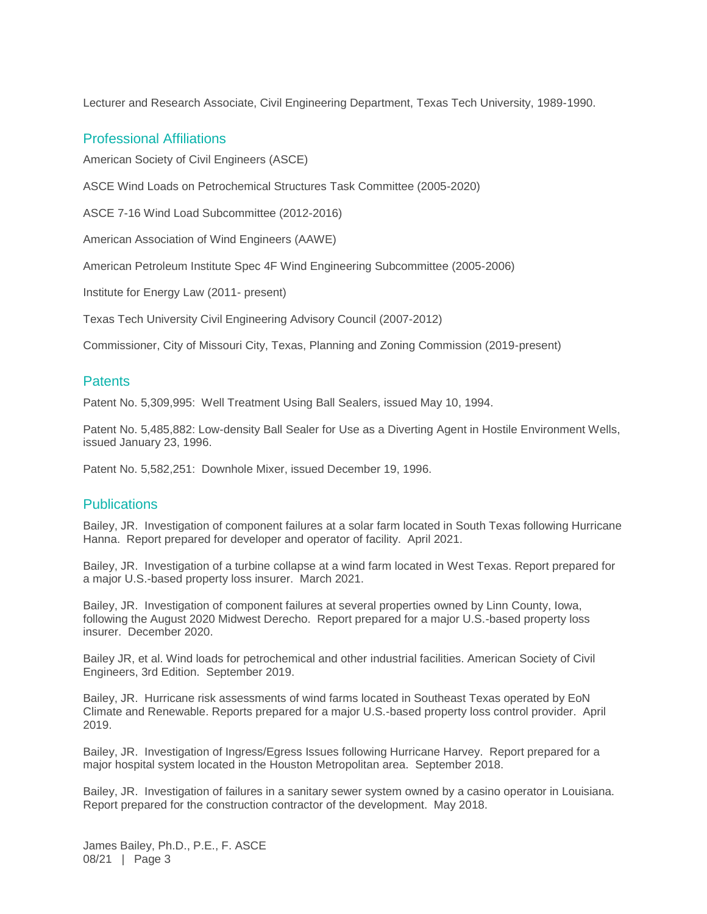Lecturer and Research Associate, Civil Engineering Department, Texas Tech University, 1989-1990.

## Professional Affiliations

American Society of Civil Engineers (ASCE)

ASCE Wind Loads on Petrochemical Structures Task Committee (2005-2020)

ASCE 7-16 Wind Load Subcommittee (2012-2016)

American Association of Wind Engineers (AAWE)

American Petroleum Institute Spec 4F Wind Engineering Subcommittee (2005-2006)

Institute for Energy Law (2011- present)

Texas Tech University Civil Engineering Advisory Council (2007-2012)

Commissioner, City of Missouri City, Texas, Planning and Zoning Commission (2019-present)

## Patents

Patent No. 5,309,995: Well Treatment Using Ball Sealers, issued May 10, 1994.

Patent No. 5,485,882: Low-density Ball Sealer for Use as a Diverting Agent in Hostile Environment Wells, issued January 23, 1996.

Patent No. 5,582,251: Downhole Mixer, issued December 19, 1996.

## Publications

Bailey, JR. Investigation of component failures at a solar farm located in South Texas following Hurricane Hanna. Report prepared for developer and operator of facility. April 2021.

Bailey, JR. Investigation of a turbine collapse at a wind farm located in West Texas. Report prepared for a major U.S.-based property loss insurer. March 2021.

Bailey, JR. Investigation of component failures at several properties owned by Linn County, Iowa, following the August 2020 Midwest Derecho. Report prepared for a major U.S.-based property loss insurer. December 2020.

Bailey JR, et al. Wind loads for petrochemical and other industrial facilities. American Society of Civil Engineers, 3rd Edition. September 2019.

Bailey, JR. Hurricane risk assessments of wind farms located in Southeast Texas operated by EoN Climate and Renewable. Reports prepared for a major U.S.-based property loss control provider. April 2019.

Bailey, JR. Investigation of Ingress/Egress Issues following Hurricane Harvey. Report prepared for a major hospital system located in the Houston Metropolitan area. September 2018.

Bailey, JR. Investigation of failures in a sanitary sewer system owned by a casino operator in Louisiana. Report prepared for the construction contractor of the development. May 2018.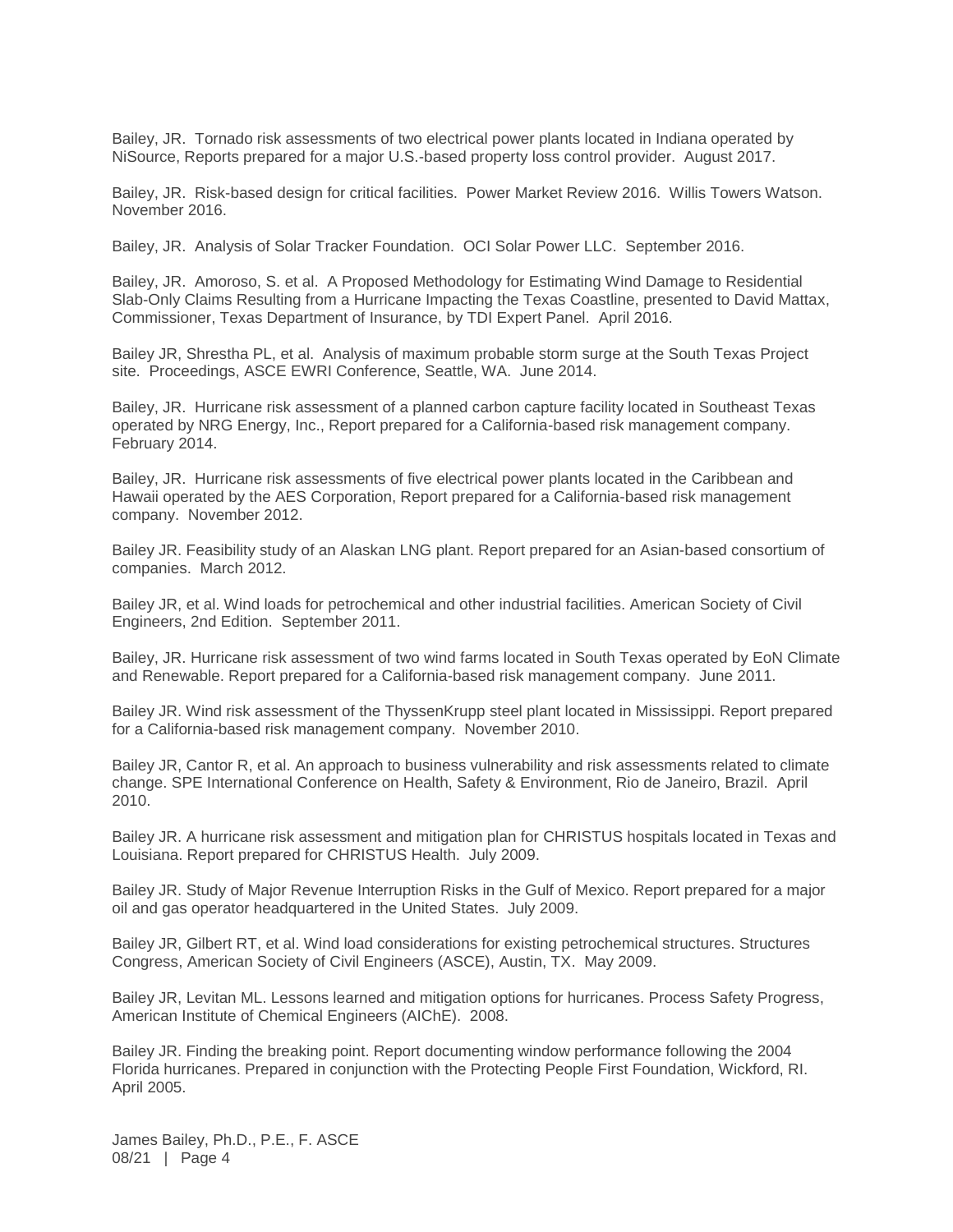Bailey, JR. Tornado risk assessments of two electrical power plants located in Indiana operated by NiSource, Reports prepared for a major U.S.-based property loss control provider. August 2017.

Bailey, JR. Risk-based design for critical facilities. Power Market Review 2016. Willis Towers Watson. November 2016.

Bailey, JR. Analysis of Solar Tracker Foundation. OCI Solar Power LLC. September 2016.

Bailey, JR. Amoroso, S. et al. A Proposed Methodology for Estimating Wind Damage to Residential Slab-Only Claims Resulting from a Hurricane Impacting the Texas Coastline, presented to David Mattax, Commissioner, Texas Department of Insurance, by TDI Expert Panel. April 2016.

Bailey JR, Shrestha PL, et al. Analysis of maximum probable storm surge at the South Texas Project site. Proceedings, ASCE EWRI Conference, Seattle, WA. June 2014.

Bailey, JR. Hurricane risk assessment of a planned carbon capture facility located in Southeast Texas operated by NRG Energy, Inc., Report prepared for a California-based risk management company. February 2014.

Bailey, JR. Hurricane risk assessments of five electrical power plants located in the Caribbean and Hawaii operated by the AES Corporation, Report prepared for a California-based risk management company. November 2012.

Bailey JR. Feasibility study of an Alaskan LNG plant. Report prepared for an Asian-based consortium of companies. March 2012.

Bailey JR, et al. Wind loads for petrochemical and other industrial facilities. American Society of Civil Engineers, 2nd Edition. September 2011.

Bailey, JR. Hurricane risk assessment of two wind farms located in South Texas operated by EoN Climate and Renewable. Report prepared for a California-based risk management company. June 2011.

Bailey JR. Wind risk assessment of the ThyssenKrupp steel plant located in Mississippi. Report prepared for a California-based risk management company. November 2010.

Bailey JR, Cantor R, et al. An approach to business vulnerability and risk assessments related to climate change. SPE International Conference on Health, Safety & Environment, Rio de Janeiro, Brazil. April 2010.

Bailey JR. A hurricane risk assessment and mitigation plan for CHRISTUS hospitals located in Texas and Louisiana. Report prepared for CHRISTUS Health. July 2009.

Bailey JR. Study of Major Revenue Interruption Risks in the Gulf of Mexico. Report prepared for a major oil and gas operator headquartered in the United States. July 2009.

Bailey JR, Gilbert RT, et al. Wind load considerations for existing petrochemical structures. Structures Congress, American Society of Civil Engineers (ASCE), Austin, TX. May 2009.

Bailey JR, Levitan ML. Lessons learned and mitigation options for hurricanes. Process Safety Progress, American Institute of Chemical Engineers (AIChE). 2008.

Bailey JR. Finding the breaking point. Report documenting window performance following the 2004 Florida hurricanes. Prepared in conjunction with the Protecting People First Foundation, Wickford, RI. April 2005.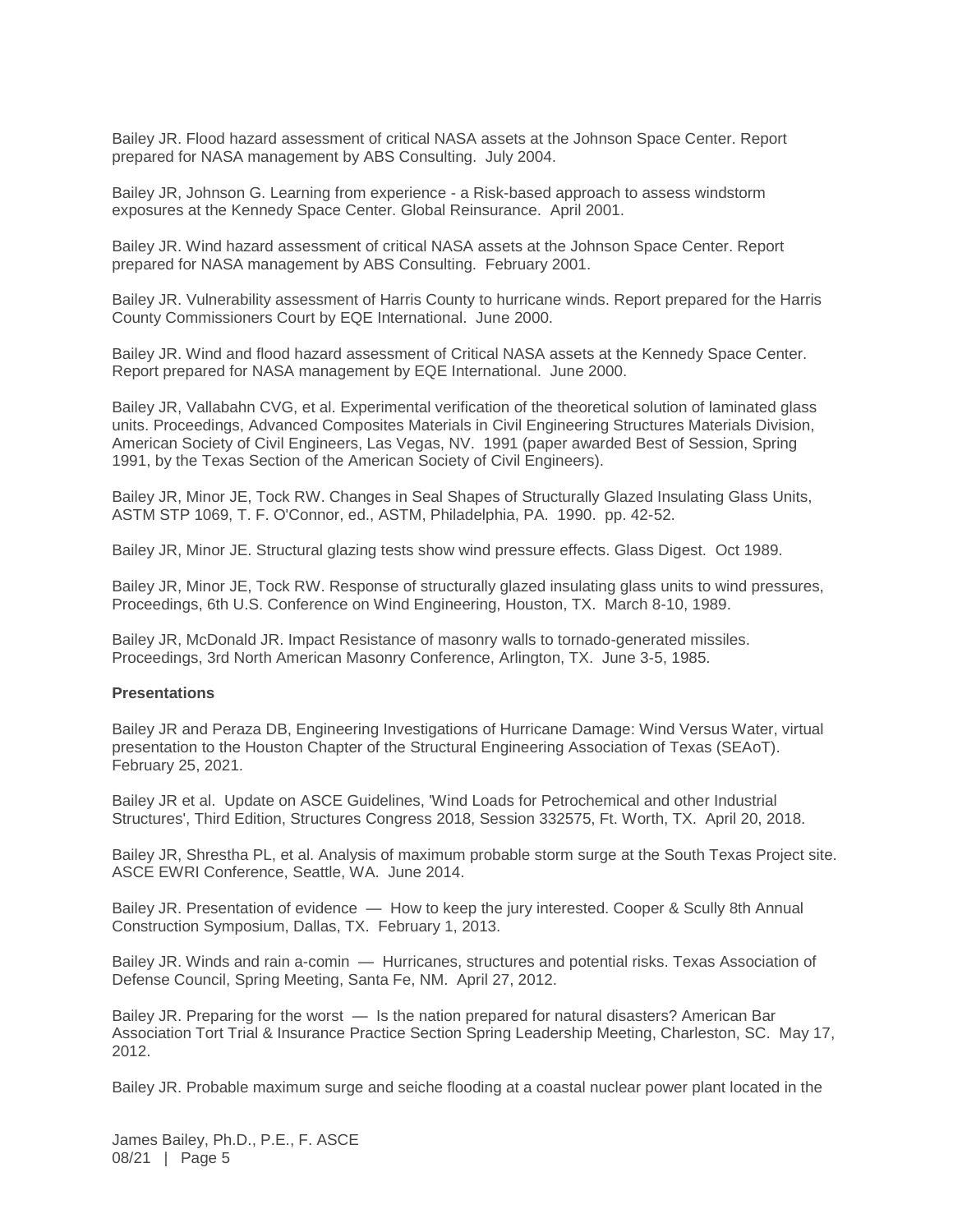Bailey JR. Flood hazard assessment of critical NASA assets at the Johnson Space Center. Report prepared for NASA management by ABS Consulting. July 2004.

Bailey JR, Johnson G. Learning from experience - a Risk-based approach to assess windstorm exposures at the Kennedy Space Center. Global Reinsurance. April 2001.

Bailey JR. Wind hazard assessment of critical NASA assets at the Johnson Space Center. Report prepared for NASA management by ABS Consulting. February 2001.

Bailey JR. Vulnerability assessment of Harris County to hurricane winds. Report prepared for the Harris County Commissioners Court by EQE International. June 2000.

Bailey JR. Wind and flood hazard assessment of Critical NASA assets at the Kennedy Space Center. Report prepared for NASA management by EQE International. June 2000.

Bailey JR, Vallabahn CVG, et al. Experimental verification of the theoretical solution of laminated glass units. Proceedings, Advanced Composites Materials in Civil Engineering Structures Materials Division, American Society of Civil Engineers, Las Vegas, NV. 1991 (paper awarded Best of Session, Spring 1991, by the Texas Section of the American Society of Civil Engineers).

Bailey JR, Minor JE, Tock RW. Changes in Seal Shapes of Structurally Glazed Insulating Glass Units, ASTM STP 1069, T. F. O'Connor, ed., ASTM, Philadelphia, PA. 1990. pp. 42-52.

Bailey JR, Minor JE. Structural glazing tests show wind pressure effects. Glass Digest. Oct 1989.

Bailey JR, Minor JE, Tock RW. Response of structurally glazed insulating glass units to wind pressures, Proceedings, 6th U.S. Conference on Wind Engineering, Houston, TX. March 8-10, 1989.

Bailey JR, McDonald JR. Impact Resistance of masonry walls to tornado-generated missiles. Proceedings, 3rd North American Masonry Conference, Arlington, TX. June 3-5, 1985.

**Presentations**

Bailey JR and Peraza DB, Engineering Investigations of Hurricane Damage: Wind Versus Water, virtual presentation to the Houston Chapter of the Structural Engineering Association of Texas (SEAoT). February 25, 2021.

Bailey JR et al. Update on ASCE Guidelines, 'Wind Loads for Petrochemical and other Industrial Structures', Third Edition, Structures Congress 2018, Session 332575, Ft. Worth, TX. April 20, 2018.

Bailey JR, Shrestha PL, et al. Analysis of maximum probable storm surge at the South Texas Project site. ASCE EWRI Conference, Seattle, WA. June 2014.

Bailey JR. Presentation of evidence — How to keep the jury interested. Cooper & Scully 8th Annual Construction Symposium, Dallas, TX. February 1, 2013.

Bailey JR. Winds and rain a-comin — Hurricanes, structures and potential risks. Texas Association of Defense Council, Spring Meeting, Santa Fe, NM. April 27, 2012.

Bailey JR. Preparing for the worst — Is the nation prepared for natural disasters? American Bar Association Tort Trial & Insurance Practice Section Spring Leadership Meeting, Charleston, SC. May 17, 2012.

Bailey JR. Probable maximum surge and seiche flooding at a coastal nuclear power plant located in the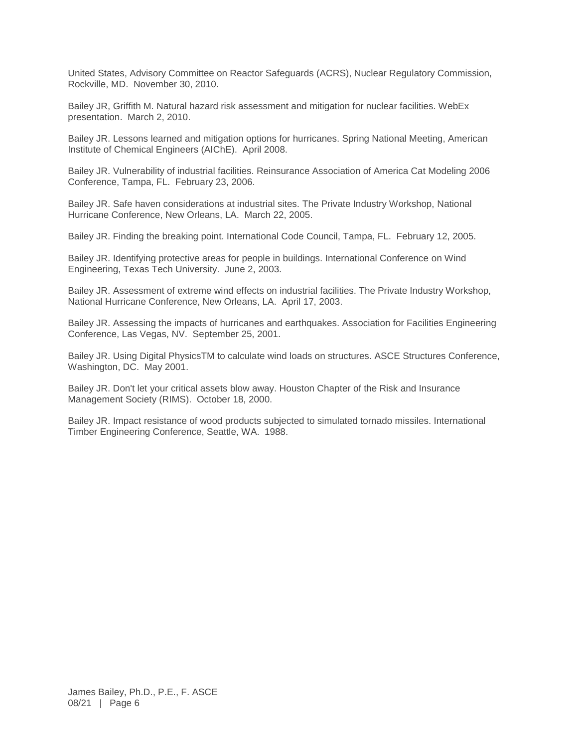United States, Advisory Committee on Reactor Safeguards (ACRS), Nuclear Regulatory Commission, Rockville, MD. November 30, 2010.

Bailey JR, Griffith M. Natural hazard risk assessment and mitigation for nuclear facilities. WebEx presentation. March 2, 2010.

Bailey JR. Lessons learned and mitigation options for hurricanes. Spring National Meeting, American Institute of Chemical Engineers (AIChE). April 2008.

Bailey JR. Vulnerability of industrial facilities. Reinsurance Association of America Cat Modeling 2006 Conference, Tampa, FL. February 23, 2006.

Bailey JR. Safe haven considerations at industrial sites. The Private Industry Workshop, National Hurricane Conference, New Orleans, LA. March 22, 2005.

Bailey JR. Finding the breaking point. International Code Council, Tampa, FL. February 12, 2005.

Bailey JR. Identifying protective areas for people in buildings. International Conference on Wind Engineering, Texas Tech University. June 2, 2003.

Bailey JR. Assessment of extreme wind effects on industrial facilities. The Private Industry Workshop, National Hurricane Conference, New Orleans, LA. April 17, 2003.

Bailey JR. Assessing the impacts of hurricanes and earthquakes. Association for Facilities Engineering Conference, Las Vegas, NV. September 25, 2001.

Bailey JR. Using Digital PhysicsTM to calculate wind loads on structures. ASCE Structures Conference, Washington, DC. May 2001.

Bailey JR. Don't let your critical assets blow away. Houston Chapter of the Risk and Insurance Management Society (RIMS). October 18, 2000.

Bailey JR. Impact resistance of wood products subjected to simulated tornado missiles. International Timber Engineering Conference, Seattle, WA. 1988.